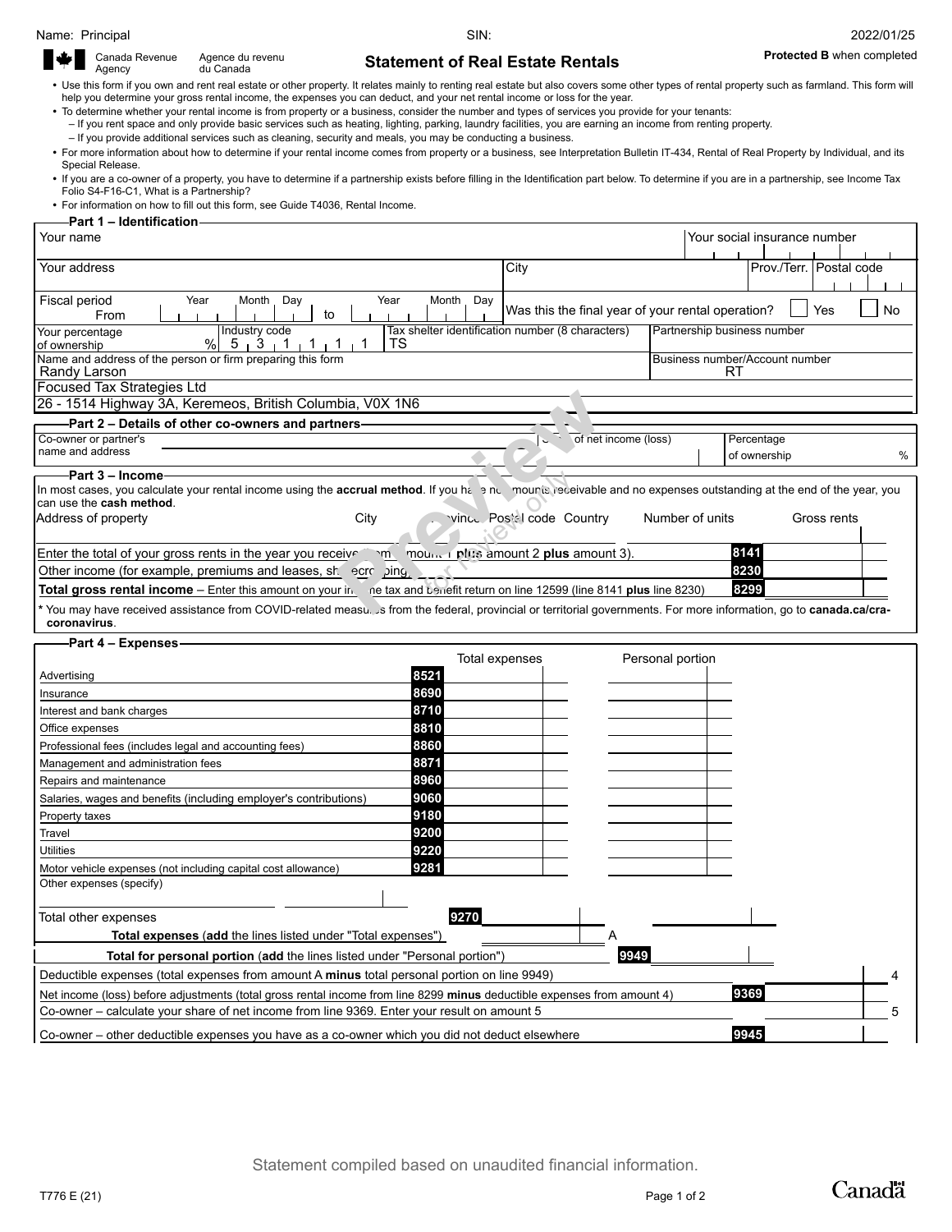Name: Principal SIN: 2022/01/25

Canada Revenue Agency / Agence du revenu du Canada

# Statement of Real Estate Rentals

**Protected B** when completed

- Use this form if you own and rent real estate or other property. It relates mainly to renting real estate but also covers some other types of rental property such as farmland. This form will help you determine your gross rental income, the expenses you can deduct, and your net rental income or loss for the year.
- To determine whether your rental income is from property or a business, consider the number and types of services you provide for your tenants:
  - If you rent space and only provide basic services such as heating, lighting, parking, laundry facilities, you are earning an income from renting property.
  - If you provide additional services such as cleaning, security and meals, you may be conducting a business.
- For more information about how to determine if your rental income comes from property or a business, see Interpretation Bulletin IT-434, Rental of Real Property by Individual, and its Special Release.
- If you are a co-owner of a property, you have to determine if a partnership exists before filling in the Identification part below. To determine if you are in a partnership, see Income Tax Folio S4-F16-C1, What is a Partnership?
- For information on how to fill out this form, see Guide T4036, Rental Income.

## Part 1 – Identification

| Your name | | Your social insurance number |
|---|---|---|
| Your address | City | Prov./Terr. / Postal code |
| Fiscal period From (Year Month Day) to (Year Month Day) | Was this the final year of your rental operation? ☐ Yes ☐ No | |
| Your percentage of ownership % | Industry code 5 3 1 1 1 1 | Tax shelter identification number (8 characters) TS | Partnership business number |
| Name and address of the person or firm preparing this form: Randy Larson, Focused Tax Strategies Ltd, 26 - 1514 Highway 3A, Keremeos, British Columbia, V0X 1N6 | Business number/Account number RT |

## Part 2 – Details of other co-owners and partners

| Co-owner or partner's name and address | Share of net income (loss) | Percentage of ownership % |
|---|---|---|

## Part 3 – Income

In most cases, you calculate your rental income using the **accrual method**. If you have no amounts receivable and no expenses outstanding at the end of the year, you can use the **cash method**.

| Address of property | City | Province | Postal code | Country | Number of units | Gross rents |
|---|---|---|---|---|---|---|

| | Line | Amount |
|---|---|---|
| Enter the total of your gross rents in the year you received them (amount 1 **plus** amount 2 **plus** amount 3). | 8141 | |
| Other income (for example, premiums and leases, sharecropping)* | 8230 | |
| **Total gross rental income** – Enter this amount on your income tax and benefit return on line 12599 (line 8141 **plus** line 8230) | 8299 | |

\* You may have received assistance from COVID-related measures from the federal, provincial or territorial governments. For more information, go to **canada.ca/cra-coronavirus**.

## Part 4 – Expenses

| Expense | Line | Total expenses | Personal portion |
|---|---|---|---|
| Advertising | 8521 | | |
| Insurance | 8690 | | |
| Interest and bank charges | 8710 | | |
| Office expenses | 8810 | | |
| Professional fees (includes legal and accounting fees) | 8860 | | |
| Management and administration fees | 8871 | | |
| Repairs and maintenance | 8960 | | |
| Salaries, wages and benefits (including employer's contributions) | 9060 | | |
| Property taxes | 9180 | | |
| Travel | 9200 | | |
| Utilities | 9220 | | |
| Motor vehicle expenses (not including capital cost allowance) | 9281 | | |
| Other expenses (specify) | | | |
| Total other expenses | 9270 | | |
| **Total expenses** (**add** the lines listed under "Total expenses") | | A | |
| **Total for personal portion** (**add** the lines listed under "Personal portion") | 9949 | | |

| | Line | Amount |
|---|---|---|
| Deductible expenses (total expenses from amount A **minus** total personal portion on line 9949) | | 4 |
| Net income (loss) before adjustments (total gross rental income from line 8299 **minus** deductible expenses from amount 4) | 9369 | |
| Co-owner – calculate your share of net income from line 9369. Enter your result on amount 5 | | 5 |
| Co-owner – other deductible expenses you have as a co-owner which you did not deduct elsewhere | 9945 | |

Statement compiled based on unaudited financial information.

T776 E (21)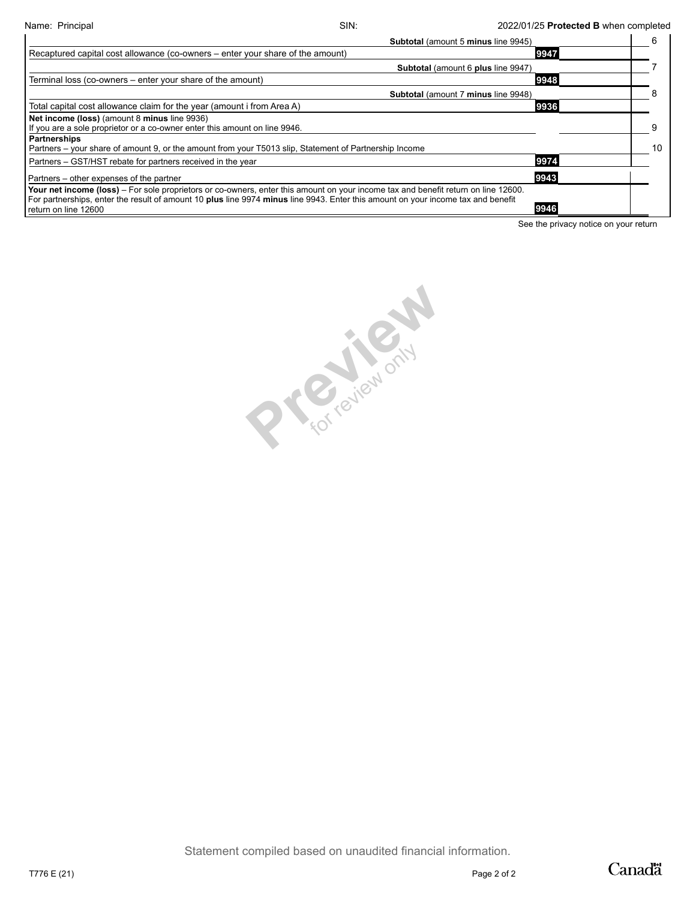Name: Principal SIN: 2022/01/25 **Protected B** when completed

| | | | |
|---|---|---|---|
| **Subtotal** (amount 5 **minus** line 9945) | | | 6 |
| Recaptured capital cost allowance (co-owners – enter your share of the amount) | 9947 | | |
| **Subtotal** (amount 6 **plus** line 9947) | | | 7 |
| Terminal loss (co-owners – enter your share of the amount) | 9948 | | |
| **Subtotal** (amount 7 **minus** line 9948) | | | 8 |
| Total capital cost allowance claim for the year (amount i from Area A) | 9936 | | |
| **Net income (loss)** (amount 8 **minus** line 9936) If you are a sole proprietor or a co-owner enter this amount on line 9946. | | | 9 |
| **Partnerships** Partners – your share of amount 9, or the amount from your T5013 slip, Statement of Partnership Income | | | 10 |
| Partners – GST/HST rebate for partners received in the year | 9974 | | |
| Partners – other expenses of the partner | 9943 | | |
| **Your net income (loss)** – For sole proprietors or co-owners, enter this amount on your income tax and benefit return on line 12600. For partnerships, enter the result of amount 10 **plus** line 9974 **minus** line 9943. Enter this amount on your income tax and benefit return on line 12600 | 9946 | | |

See the privacy notice on your return

Statement compiled based on unaudited financial information.

T776 E (21)